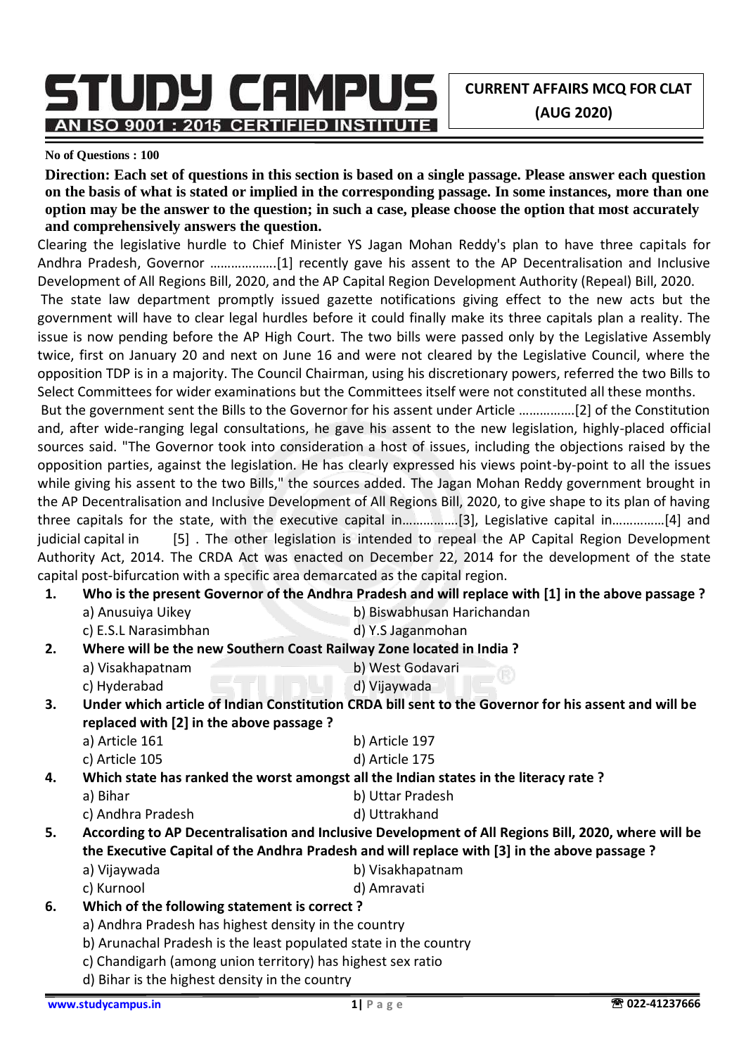# STUDY CAMPUS

AN ISO 9001 : 2015 CERTIFIED INSTITUTE

**CURRENT AFFAIRS MCQ FOR CLAT (AUG 2020)**

**No of Questions : 100**

**Direction: Each set of questions in this section is based on a single passage. Please answer each question on the basis of what is stated or implied in the corresponding passage. In some instances, more than one option may be the answer to the question; in such a case, please choose the option that most accurately and comprehensively answers the question.**

Clearing the legislative hurdle to Chief Minister YS Jagan Mohan Reddy's plan to have three capitals for Andhra Pradesh, Governor ……………….[1] recently gave his assent to the AP Decentralisation and Inclusive Development of All Regions Bill, 2020, and the AP Capital Region Development Authority (Repeal) Bill, 2020.

The state law department promptly issued gazette notifications giving effect to the new acts but the government will have to clear legal hurdles before it could finally make its three capitals plan a reality. The issue is now pending before the AP High Court. The two bills were passed only by the Legislative Assembly twice, first on January 20 and next on June 16 and were not cleared by the Legislative Council, where the opposition TDP is in a majority. The Council Chairman, using his discretionary powers, referred the two Bills to Select Committees for wider examinations but the Committees itself were not constituted all these months.

But the government sent the Bills to the Governor for his assent under Article …………….[2] of the Constitution and, after wide-ranging legal consultations, he gave his assent to the new legislation, highly-placed official sources said. "The Governor took into consideration a host of issues, including the objections raised by the opposition parties, against the legislation. He has clearly expressed his views point-by-point to all the issues while giving his assent to the two Bills," the sources added. The Jagan Mohan Reddy government brought in the AP Decentralisation and Inclusive Development of All Regions Bill, 2020, to give shape to its plan of having three capitals for the state, with the executive capital in…………….[3], Legislative capital in……………[4] and judicial capital in [5] . The other legislation is intended to repeal the AP Capital Region Development Authority Act, 2014. The CRDA Act was enacted on December 22, 2014 for the development of the state capital post-bifurcation with a specific area demarcated as the capital region.

**1. Who is the present Governor of the Andhra Pradesh and will replace with [1] in the above passage ?**

a) Anusuiya Uikey
b) Biswabhusan Harichandan
c) E.S.L Narasimbhan
d) Y.S Jaganmohan

**2. Where will be the new Southern Coast Railway Zone located in India ?**

a) Visakhapatnam
b) West Godavari
c) Hyderabad
d) Vijaywada

**3. Under which article of Indian Constitution CRDA bill sent to the Governor for his assent and will be replaced with [2] in the above passage ?**

a) Article 161
b) Article 197
c) Article 105
d) Article 175

**4. Which state has ranked the worst amongst all the Indian states in the literacy rate ?**

a) Bihar
b) Uttar Pradesh
c) Andhra Pradesh
d) Uttrakhand

**5. According to AP Decentralisation and Inclusive Development of All Regions Bill, 2020, where will be the Executive Capital of the Andhra Pradesh and will replace with [3] in the above passage ?**

a) Vijaywada
b) Visakhapatnam
c) Kurnool
d) Amravati

**6. Which of the following statement is correct ?**

a) Andhra Pradesh has highest density in the country
b) Arunachal Pradesh is the least populated state in the country
c) Chandigarh (among union territory) has highest sex ratio
d) Bihar is the highest density in the country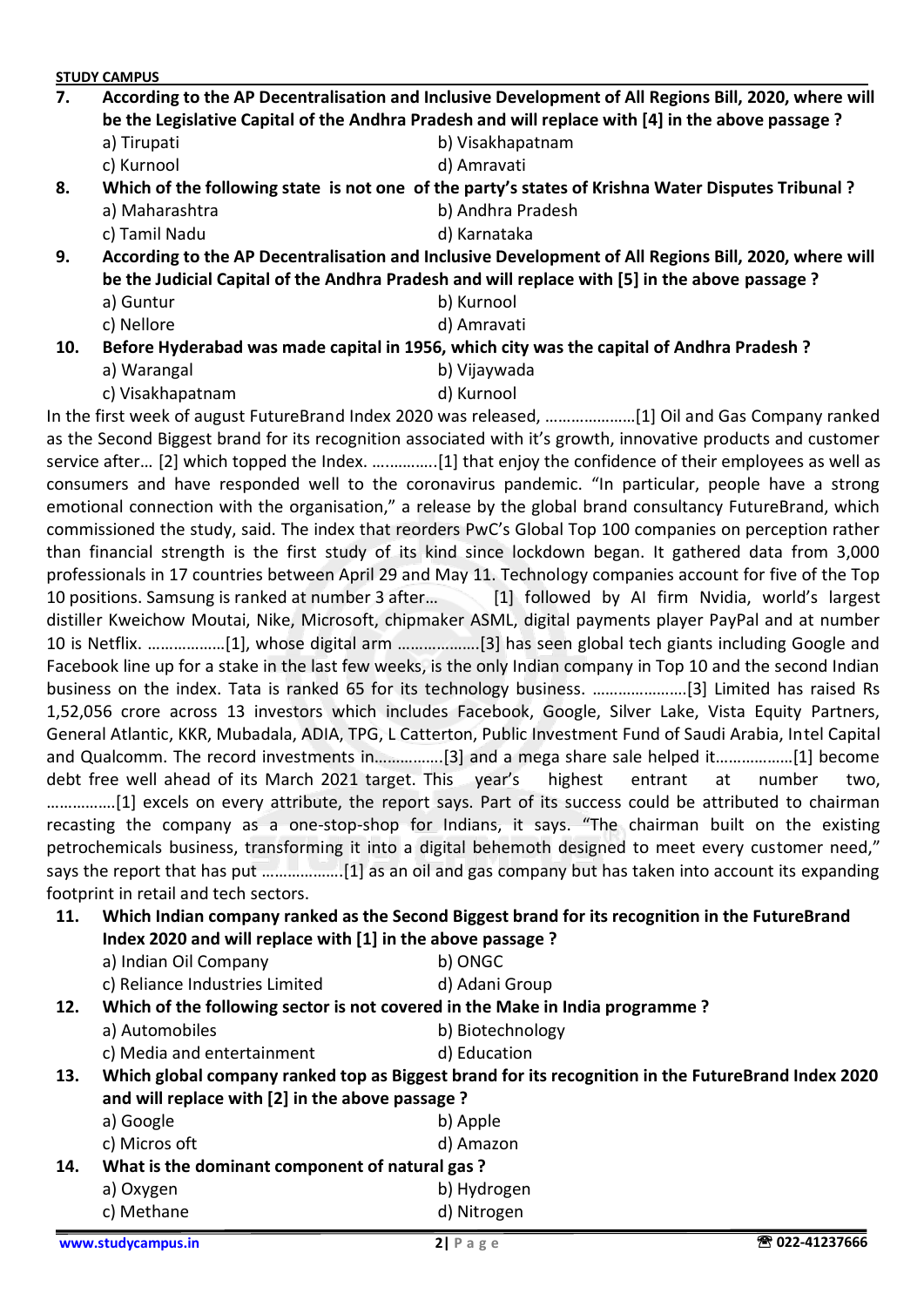**7. According to the AP Decentralisation and Inclusive Development of All Regions Bill, 2020, where will be the Legislative Capital of the Andhra Pradesh and will replace with [4] in the above passage ?**

a) Tirupati
b) Visakhapatnam
c) Kurnool
d) Amravati

**8. Which of the following state is not one of the party's states of Krishna Water Disputes Tribunal ?**

a) Maharashtra
b) Andhra Pradesh
c) Tamil Nadu
d) Karnataka

**9. According to the AP Decentralisation and Inclusive Development of All Regions Bill, 2020, where will be the Judicial Capital of the Andhra Pradesh and will replace with [5] in the above passage ?**

a) Guntur
b) Kurnool
c) Nellore
d) Amravati

**10. Before Hyderabad was made capital in 1956, which city was the capital of Andhra Pradesh ?**

a) Warangal
b) Vijaywada
c) Visakhapatnam
d) Kurnool

In the first week of august FutureBrand Index 2020 was released, …………………[1] Oil and Gas Company ranked as the Second Biggest brand for its recognition associated with it's growth, innovative products and customer service after… [2] which topped the Index. ……………[1] that enjoy the confidence of their employees as well as consumers and have responded well to the coronavirus pandemic. "In particular, people have a strong emotional connection with the organisation," a release by the global brand consultancy FutureBrand, which commissioned the study, said. The index that reorders PwC's Global Top 100 companies on perception rather than financial strength is the first study of its kind since lockdown began. It gathered data from 3,000 professionals in 17 countries between April 29 and May 11. Technology companies account for five of the Top 10 positions. Samsung is ranked at number 3 after… [1] followed by AI firm Nvidia, world's largest distiller Kweichow Moutai, Nike, Microsoft, chipmaker ASML, digital payments player PayPal and at number 10 is Netflix. ………………[1], whose digital arm ………………[3] has seen global tech giants including Google and Facebook line up for a stake in the last few weeks, is the only Indian company in Top 10 and the second Indian business on the index. Tata is ranked 65 for its technology business. …………………[3] Limited has raised Rs 1,52,056 crore across 13 investors which includes Facebook, Google, Silver Lake, Vista Equity Partners, General Atlantic, KKR, Mubadala, ADIA, TPG, L Catterton, Public Investment Fund of Saudi Arabia, Intel Capital and Qualcomm. The record investments in…………….[3] and a mega share sale helped it………………[1] become debt free well ahead of its March 2021 target. This year's highest entrant at number two, …………….[1] excels on every attribute, the report says. Part of its success could be attributed to chairman recasting the company as a one-stop-shop for Indians, it says. "The chairman built on the existing petrochemicals business, transforming it into a digital behemoth designed to meet every customer need," says the report that has put ……………….[1] as an oil and gas company but has taken into account its expanding footprint in retail and tech sectors.

**11. Which Indian company ranked as the Second Biggest brand for its recognition in the FutureBrand Index 2020 and will replace with [1] in the above passage ?**

a) Indian Oil Company
b) ONGC
c) Reliance Industries Limited
d) Adani Group

**12. Which of the following sector is not covered in the Make in India programme ?**

a) Automobiles
b) Biotechnology
c) Media and entertainment
d) Education

**13. Which global company ranked top as Biggest brand for its recognition in the FutureBrand Index 2020 and will replace with [2] in the above passage ?**

a) Google
b) Apple
c) Micros oft
d) Amazon

**14. What is the dominant component of natural gas ?**

a) Oxygen
b) Hydrogen
c) Methane
d) Nitrogen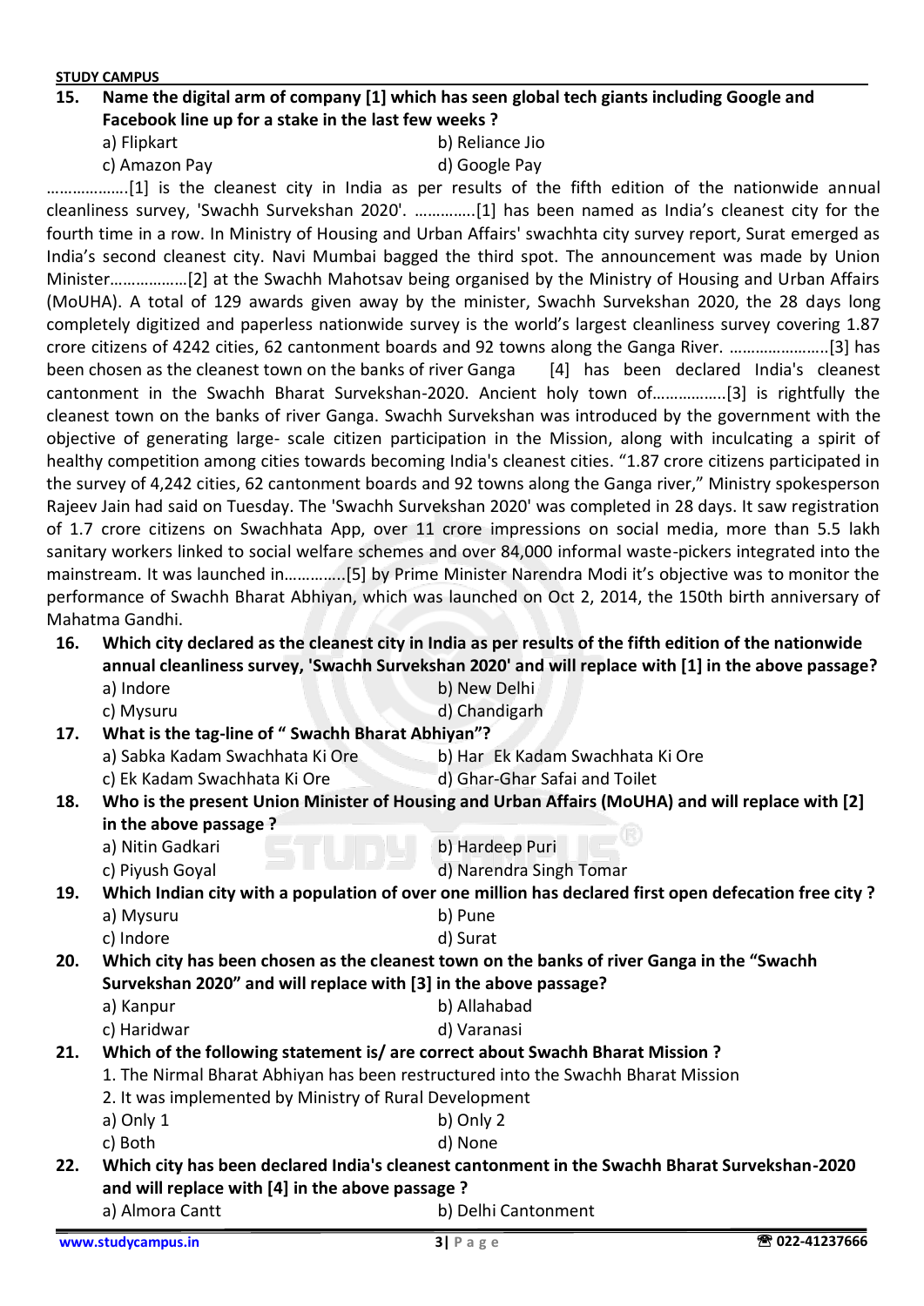**15. Name the digital arm of company [1] which has seen global tech giants including Google and Facebook line up for a stake in the last few weeks ?**

a) Flipkart  
b) Reliance Jio  
c) Amazon Pay  
d) Google Pay

……………….[1] is the cleanest city in India as per results of the fifth edition of the nationwide annual cleanliness survey, 'Swachh Survekshan 2020'. …………..[1] has been named as India's cleanest city for the fourth time in a row. In Ministry of Housing and Urban Affairs' swachhta city survey report, Surat emerged as India's second cleanest city. Navi Mumbai bagged the third spot. The announcement was made by Union Minister………………[2] at the Swachh Mahotsav being organised by the Ministry of Housing and Urban Affairs (MoUHA). A total of 129 awards given away by the minister, Swachh Survekshan 2020, the 28 days long completely digitized and paperless nationwide survey is the world's largest cleanliness survey covering 1.87 crore citizens of 4242 cities, 62 cantonment boards and 92 towns along the Ganga River. …………………..[3] has been chosen as the cleanest town on the banks of river Ganga [4] has been declared India's cleanest cantonment in the Swachh Bharat Survekshan-2020. Ancient holy town of……………..[3] is rightfully the cleanest town on the banks of river Ganga. Swachh Survekshan was introduced by the government with the objective of generating large- scale citizen participation in the Mission, along with inculcating a spirit of healthy competition among cities towards becoming India's cleanest cities. "1.87 crore citizens participated in the survey of 4,242 cities, 62 cantonment boards and 92 towns along the Ganga river," Ministry spokesperson Rajeev Jain had said on Tuesday. The 'Swachh Survekshan 2020' was completed in 28 days. It saw registration of 1.7 crore citizens on Swachhata App, over 11 crore impressions on social media, more than 5.5 lakh sanitary workers linked to social welfare schemes and over 84,000 informal waste-pickers integrated into the mainstream. It was launched in…………..[5] by Prime Minister Narendra Modi it's objective was to monitor the performance of Swachh Bharat Abhiyan, which was launched on Oct 2, 2014, the 150th birth anniversary of Mahatma Gandhi.

**16. Which city declared as the cleanest city in India as per results of the fifth edition of the nationwide annual cleanliness survey, 'Swachh Survekshan 2020' and will replace with [1] in the above passage?**

a) Indore  
b) New Delhi  
c) Mysuru  
d) Chandigarh

**17. What is the tag-line of " Swachh Bharat Abhiyan"?**

a) Sabka Kadam Swachhata Ki Ore  
b) Har Ek Kadam Swachhata Ki Ore  
c) Ek Kadam Swachhata Ki Ore  
d) Ghar-Ghar Safai and Toilet

**18. Who is the present Union Minister of Housing and Urban Affairs (MoUHA) and will replace with [2] in the above passage ?**

a) Nitin Gadkari  
b) Hardeep Puri  
c) Piyush Goyal  
d) Narendra Singh Tomar

**19. Which Indian city with a population of over one million has declared first open defecation free city ?**

a) Mysuru  
b) Pune  
c) Indore  
d) Surat

**20. Which city has been chosen as the cleanest town on the banks of river Ganga in the "Swachh Survekshan 2020" and will replace with [3] in the above passage?**

a) Kanpur  
b) Allahabad  
c) Haridwar  
d) Varanasi

**21. Which of the following statement is/ are correct about Swachh Bharat Mission ?**

1. The Nirmal Bharat Abhiyan has been restructured into the Swachh Bharat Mission
2. It was implemented by Ministry of Rural Development

a) Only 1  
b) Only 2  
c) Both  
d) None

**22. Which city has been declared India's cleanest cantonment in the Swachh Bharat Survekshan-2020 and will replace with [4] in the above passage ?**

a) Almora Cantt  
b) Delhi Cantonment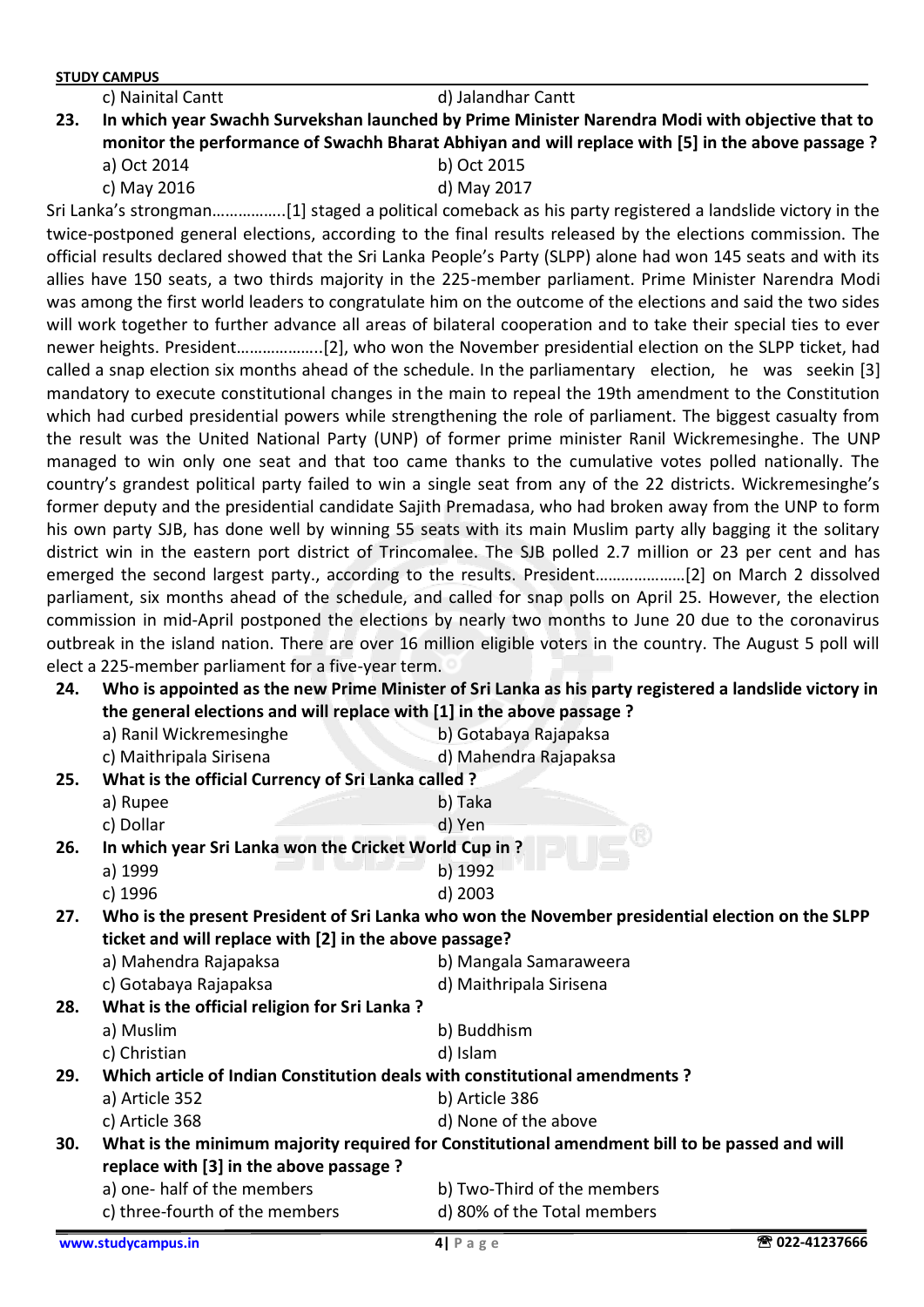c) Nainital Cantt d) Jalandhar Cantt

**23. In which year Swachh Survekshan launched by Prime Minister Narendra Modi with objective that to monitor the performance of Swachh Bharat Abhiyan and will replace with [5] in the above passage ?**

a) Oct 2014 b) Oct 2015
c) May 2016 d) May 2017

Sri Lanka's strongman……………..[1] staged a political comeback as his party registered a landslide victory in the twice-postponed general elections, according to the final results released by the elections commission. The official results declared showed that the Sri Lanka People's Party (SLPP) alone had won 145 seats and with its allies have 150 seats, a two thirds majority in the 225-member parliament. Prime Minister Narendra Modi was among the first world leaders to congratulate him on the outcome of the elections and said the two sides will work together to further advance all areas of bilateral cooperation and to take their special ties to ever newer heights. President………………..[2], who won the November presidential election on the SLPP ticket, had called a snap election six months ahead of the schedule. In the parliamentary election, he was seekin [3] mandatory to execute constitutional changes in the main to repeal the 19th amendment to the Constitution which had curbed presidential powers while strengthening the role of parliament. The biggest casualty from the result was the United National Party (UNP) of former prime minister Ranil Wickremesinghe. The UNP managed to win only one seat and that too came thanks to the cumulative votes polled nationally. The country's grandest political party failed to win a single seat from any of the 22 districts. Wickremesinghe's former deputy and the presidential candidate Sajith Premadasa, who had broken away from the UNP to form his own party SJB, has done well by winning 55 seats with its main Muslim party ally bagging it the solitary district win in the eastern port district of Trincomalee. The SJB polled 2.7 million or 23 per cent and has emerged the second largest party., according to the results. President…………………[2] on March 2 dissolved parliament, six months ahead of the schedule, and called for snap polls on April 25. However, the election commission in mid-April postponed the elections by nearly two months to June 20 due to the coronavirus outbreak in the island nation. There are over 16 million eligible voters in the country. The August 5 poll will elect a 225-member parliament for a five-year term.

**24. Who is appointed as the new Prime Minister of Sri Lanka as his party registered a landslide victory in the general elections and will replace with [1] in the above passage ?**

a) Ranil Wickremesinghe b) Gotabaya Rajapaksa
c) Maithripala Sirisena d) Mahendra Rajapaksa

**25. What is the official Currency of Sri Lanka called ?**

a) Rupee b) Taka
c) Dollar d) Yen

**26. In which year Sri Lanka won the Cricket World Cup in ?**

a) 1999 b) 1992
c) 1996 d) 2003

**27. Who is the present President of Sri Lanka who won the November presidential election on the SLPP ticket and will replace with [2] in the above passage?**

a) Mahendra Rajapaksa b) Mangala Samaraweera
c) Gotabaya Rajapaksa d) Maithripala Sirisena

**28. What is the official religion for Sri Lanka ?**

a) Muslim b) Buddhism
c) Christian d) Islam

**29. Which article of Indian Constitution deals with constitutional amendments ?**

a) Article 352 b) Article 386
c) Article 368 d) None of the above

**30. What is the minimum majority required for Constitutional amendment bill to be passed and will replace with [3] in the above passage ?**

a) one- half of the members b) Two-Third of the members
c) three-fourth of the members d) 80% of the Total members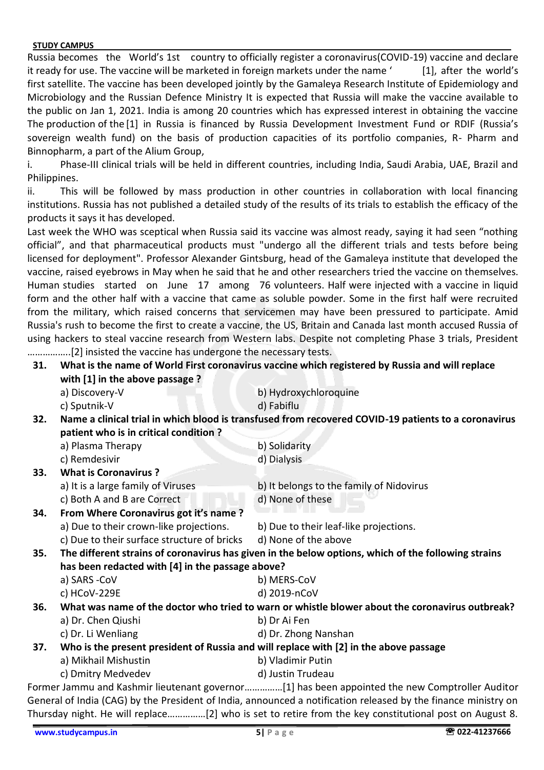Russia becomes the World's 1st country to officially register a coronavirus(COVID-19) vaccine and declare it ready for use. The vaccine will be marketed in foreign markets under the name ' [1], after the world's first satellite. The vaccine has been developed jointly by the Gamaleya Research Institute of Epidemiology and Microbiology and the Russian Defence Ministry It is expected that Russia will make the vaccine available to the public on Jan 1, 2021. India is among 20 countries which has expressed interest in obtaining the vaccine The production of the [1] in Russia is financed by Russia Development Investment Fund or RDIF (Russia's sovereign wealth fund) on the basis of production capacities of its portfolio companies, R- Pharm and Binnopharm, a part of the Alium Group,

i. Phase-III clinical trials will be held in different countries, including India, Saudi Arabia, UAE, Brazil and Philippines.

ii. This will be followed by mass production in other countries in collaboration with local financing institutions. Russia has not published a detailed study of the results of its trials to establish the efficacy of the products it says it has developed.

Last week the WHO was sceptical when Russia said its vaccine was almost ready, saying it had seen "nothing official", and that pharmaceutical products must "undergo all the different trials and tests before being licensed for deployment". Professor Alexander Gintsburg, head of the Gamaleya institute that developed the vaccine, raised eyebrows in May when he said that he and other researchers tried the vaccine on themselves. Human studies started on June 17 among 76 volunteers. Half were injected with a vaccine in liquid form and the other half with a vaccine that came as soluble powder. Some in the first half were recruited from the military, which raised concerns that servicemen may have been pressured to participate. Amid Russia's rush to become the first to create a vaccine, the US, Britain and Canada last month accused Russia of using hackers to steal vaccine research from Western labs. Despite not completing Phase 3 trials, President ……………..[2] insisted the vaccine has undergone the necessary tests.

**31. What is the name of World First coronavirus vaccine which registered by Russia and will replace with [1] in the above passage ?**

a) Discovery-V  
b) Hydroxychloroquine  
c) Sputnik-V  
d) Fabiflu

**32. Name a clinical trial in which blood is transfused from recovered COVID-19 patients to a coronavirus patient who is in critical condition ?**

a) Plasma Therapy  
b) Solidarity  
c) Remdesivir  
d) Dialysis

**33. What is Coronavirus ?**

a) It is a large family of Viruses  
b) It belongs to the family of Nidovirus  
c) Both A and B are Correct  
d) None of these

**34. From Where Coronavirus got it's name ?**

a) Due to their crown-like projections.  
b) Due to their leaf-like projections.  
c) Due to their surface structure of bricks  
d) None of the above

**35. The different strains of coronavirus has given in the below options, which of the following strains has been redacted with [4] in the passage above?**

a) SARS -CoV  
b) MERS-CoV  
c) HCoV-229E  
d) 2019-nCoV

**36. What was name of the doctor who tried to warn or whistle blower about the coronavirus outbreak?**

a) Dr. Chen Qiushi  
b) Dr Ai Fen  
c) Dr. Li Wenliang  
d) Dr. Zhong Nanshan

**37. Who is the present president of Russia and will replace with [2] in the above passage**

a) Mikhail Mishustin  
b) Vladimir Putin  
c) Dmitry Medvedev  
d) Justin Trudeau

Former Jammu and Kashmir lieutenant governor……………[1] has been appointed the new Comptroller Auditor General of India (CAG) by the President of India, announced a notification released by the finance ministry on Thursday night. He will replace……………[2] who is set to retire from the key constitutional post on August 8.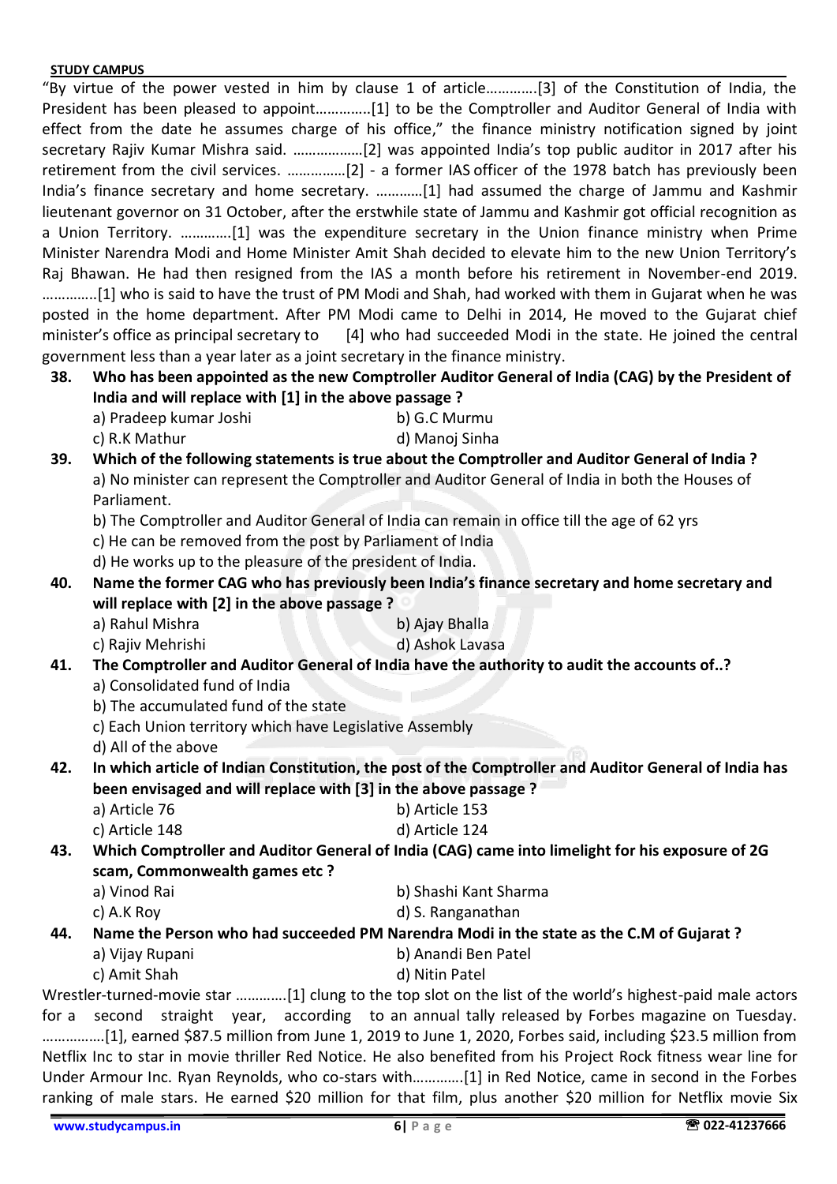"By virtue of the power vested in him by clause 1 of article............[3] of the Constitution of India, the President has been pleased to appoint..............[1] to be the Comptroller and Auditor General of India with effect from the date he assumes charge of his office," the finance ministry notification signed by joint secretary Rajiv Kumar Mishra said. ..................[2] was appointed India's top public auditor in 2017 after his retirement from the civil services. ...............[2] - a former IAS officer of the 1978 batch has previously been India's finance secretary and home secretary. ............[1] had assumed the charge of Jammu and Kashmir lieutenant governor on 31 October, after the erstwhile state of Jammu and Kashmir got official recognition as a Union Territory. .............[1] was the expenditure secretary in the Union finance ministry when Prime Minister Narendra Modi and Home Minister Amit Shah decided to elevate him to the new Union Territory's Raj Bhawan. He had then resigned from the IAS a month before his retirement in November-end 2019. ..............[1] who is said to have the trust of PM Modi and Shah, had worked with them in Gujarat when he was posted in the home department. After PM Modi came to Delhi in 2014, He moved to the Gujarat chief minister's office as principal secretary to [4] who had succeeded Modi in the state. He joined the central government less than a year later as a joint secretary in the finance ministry.

**38. Who has been appointed as the new Comptroller Auditor General of India (CAG) by the President of India and will replace with [1] in the above passage ?**

a) Pradeep kumar Joshi
b) G.C Murmu
c) R.K Mathur
d) Manoj Sinha

**39. Which of the following statements is true about the Comptroller and Auditor General of India ?**

a) No minister can represent the Comptroller and Auditor General of India in both the Houses of Parliament.
b) The Comptroller and Auditor General of India can remain in office till the age of 62 yrs
c) He can be removed from the post by Parliament of India
d) He works up to the pleasure of the president of India.

**40. Name the former CAG who has previously been India's finance secretary and home secretary and will replace with [2] in the above passage ?**

a) Rahul Mishra
b) Ajay Bhalla
c) Rajiv Mehrishi
d) Ashok Lavasa

**41. The Comptroller and Auditor General of India have the authority to audit the accounts of..?**

a) Consolidated fund of India
b) The accumulated fund of the state
c) Each Union territory which have Legislative Assembly
d) All of the above

**42. In which article of Indian Constitution, the post of the Comptroller and Auditor General of India has been envisaged and will replace with [3] in the above passage ?**

a) Article 76
b) Article 153
c) Article 148
d) Article 124

**43. Which Comptroller and Auditor General of India (CAG) came into limelight for his exposure of 2G scam, Commonwealth games etc ?**

a) Vinod Rai
b) Shashi Kant Sharma
c) A.K Roy
d) S. Ranganathan

**44. Name the Person who had succeeded PM Narendra Modi in the state as the C.M of Gujarat ?**

a) Vijay Rupani
b) Anandi Ben Patel
c) Amit Shah
d) Nitin Patel

Wrestler-turned-movie star ............[1] clung to the top slot on the list of the world's highest-paid male actors for a second straight year, according to an annual tally released by Forbes magazine on Tuesday. ................[1], earned $87.5 million from June 1, 2019 to June 1, 2020, Forbes said, including $23.5 million from Netflix Inc to star in movie thriller Red Notice. He also benefited from his Project Rock fitness wear line for Under Armour Inc. Ryan Reynolds, who co-stars with............[1] in Red Notice, came in second in the Forbes ranking of male stars. He earned $20 million for that film, plus another $20 million for Netflix movie Six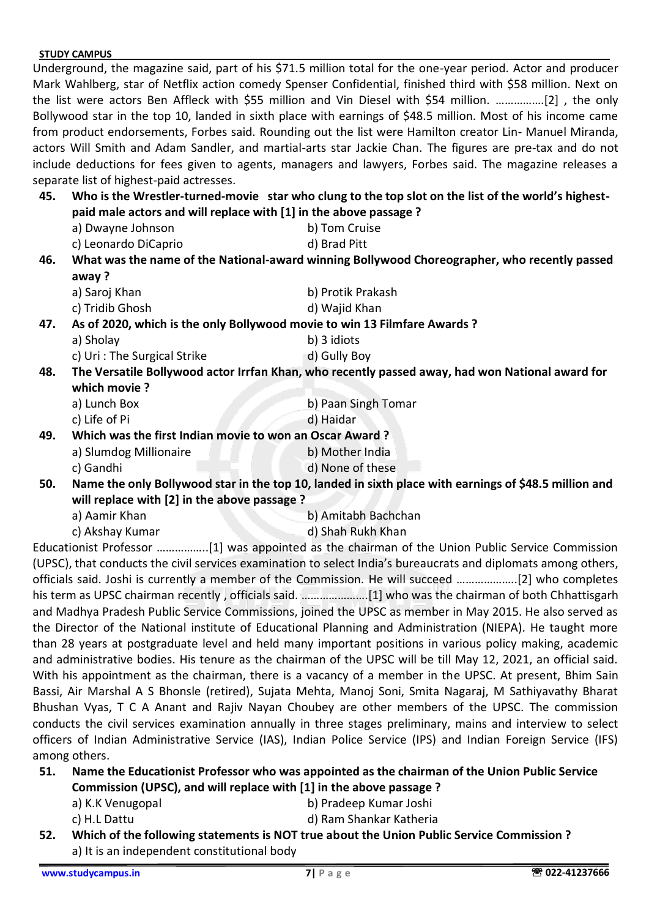Underground, the magazine said, part of his $71.5 million total for the one-year period. Actor and producer Mark Wahlberg, star of Netflix action comedy Spenser Confidential, finished third with $58 million. Next on the list were actors Ben Affleck with $55 million and Vin Diesel with $54 million. …………….[2] , the only Bollywood star in the top 10, landed in sixth place with earnings of $48.5 million. Most of his income came from product endorsements, Forbes said. Rounding out the list were Hamilton creator Lin- Manuel Miranda, actors Will Smith and Adam Sandler, and martial-arts star Jackie Chan. The figures are pre-tax and do not include deductions for fees given to agents, managers and lawyers, Forbes said. The magazine releases a separate list of highest-paid actresses.

**45. Who is the Wrestler-turned-movie star who clung to the top slot on the list of the world's highest-paid male actors and will replace with [1] in the above passage ?**

a) Dwayne Johnson
b) Tom Cruise
c) Leonardo DiCaprio
d) Brad Pitt

**46. What was the name of the National-award winning Bollywood Choreographer, who recently passed away ?**

a) Saroj Khan
b) Protik Prakash
c) Tridib Ghosh
d) Wajid Khan

**47. As of 2020, which is the only Bollywood movie to win 13 Filmfare Awards ?**

a) Sholay
b) 3 idiots
c) Uri : The Surgical Strike
d) Gully Boy

**48. The Versatile Bollywood actor Irrfan Khan, who recently passed away, had won National award for which movie ?**

a) Lunch Box
b) Paan Singh Tomar
c) Life of Pi
d) Haidar

**49. Which was the first Indian movie to won an Oscar Award ?**

a) Slumdog Millionaire
b) Mother India
c) Gandhi
d) None of these

**50. Name the only Bollywood star in the top 10, landed in sixth place with earnings of $48.5 million and will replace with [2] in the above passage ?**

a) Aamir Khan
b) Amitabh Bachchan
c) Akshay Kumar
d) Shah Rukh Khan

Educationist Professor ……………..[1] was appointed as the chairman of the Union Public Service Commission (UPSC), that conducts the civil services examination to select India's bureaucrats and diplomats among others, officials said. Joshi is currently a member of the Commission. He will succeed ………………..[2] who completes his term as UPSC chairman recently , officials said. ………………….[1] who was the chairman of both Chhattisgarh and Madhya Pradesh Public Service Commissions, joined the UPSC as member in May 2015. He also served as the Director of the National institute of Educational Planning and Administration (NIEPA). He taught more than 28 years at postgraduate level and held many important positions in various policy making, academic and administrative bodies. His tenure as the chairman of the UPSC will be till May 12, 2021, an official said. With his appointment as the chairman, there is a vacancy of a member in the UPSC. At present, Bhim Sain Bassi, Air Marshal A S Bhonsle (retired), Sujata Mehta, Manoj Soni, Smita Nagaraj, M Sathiyavathy Bharat Bhushan Vyas, T C A Anant and Rajiv Nayan Choubey are other members of the UPSC. The commission conducts the civil services examination annually in three stages preliminary, mains and interview to select officers of Indian Administrative Service (IAS), Indian Police Service (IPS) and Indian Foreign Service (IFS) among others.

**51. Name the Educationist Professor who was appointed as the chairman of the Union Public Service Commission (UPSC), and will replace with [1] in the above passage ?**

a) K.K Venugopal
b) Pradeep Kumar Joshi
c) H.L Dattu
d) Ram Shankar Katheria

**52. Which of the following statements is NOT true about the Union Public Service Commission ?**

a) It is an independent constitutional body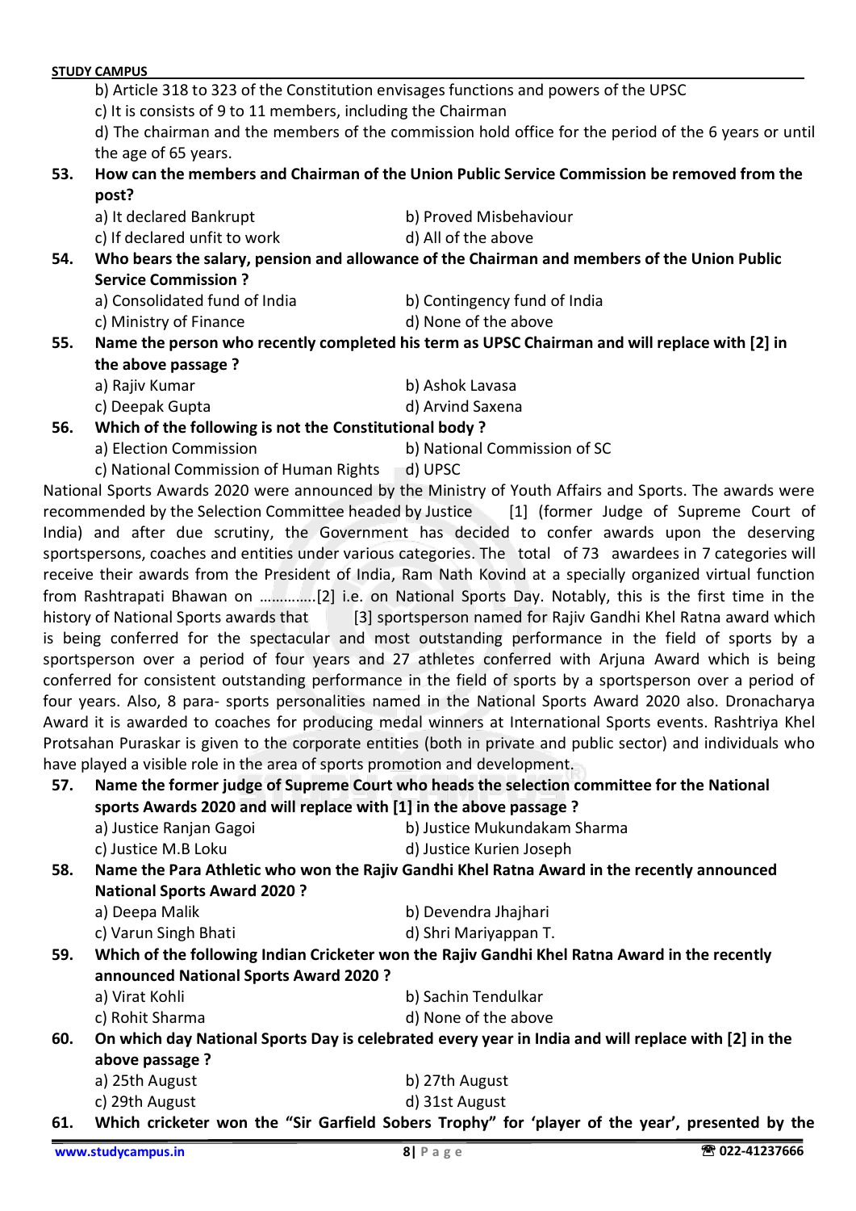b) Article 318 to 323 of the Constitution envisages functions and powers of the UPSC

c) It is consists of 9 to 11 members, including the Chairman

d) The chairman and the members of the commission hold office for the period of the 6 years or until the age of 65 years.

**53. How can the members and Chairman of the Union Public Service Commission be removed from the post?**

a) It declared Bankrupt
b) Proved Misbehaviour
c) If declared unfit to work
d) All of the above

**54. Who bears the salary, pension and allowance of the Chairman and members of the Union Public Service Commission ?**

a) Consolidated fund of India
b) Contingency fund of India
c) Ministry of Finance
d) None of the above

**55. Name the person who recently completed his term as UPSC Chairman and will replace with [2] in the above passage ?**

a) Rajiv Kumar
b) Ashok Lavasa
c) Deepak Gupta
d) Arvind Saxena

**56. Which of the following is not the Constitutional body ?**

a) Election Commission
b) National Commission of SC
c) National Commission of Human Rights
d) UPSC

National Sports Awards 2020 were announced by the Ministry of Youth Affairs and Sports. The awards were recommended by the Selection Committee headed by Justice [1] (former Judge of Supreme Court of India) and after due scrutiny, the Government has decided to confer awards upon the deserving sportspersons, coaches and entities under various categories. The total of 73 awardees in 7 categories will receive their awards from the President of India, Ram Nath Kovind at a specially organized virtual function from Rashtrapati Bhawan on …………..[2] i.e. on National Sports Day. Notably, this is the first time in the history of National Sports awards that [3] sportsperson named for Rajiv Gandhi Khel Ratna award which is being conferred for the spectacular and most outstanding performance in the field of sports by a sportsperson over a period of four years and 27 athletes conferred with Arjuna Award which is being conferred for consistent outstanding performance in the field of sports by a sportsperson over a period of four years. Also, 8 para- sports personalities named in the National Sports Award 2020 also. Dronacharya Award it is awarded to coaches for producing medal winners at International Sports events. Rashtriya Khel Protsahan Puraskar is given to the corporate entities (both in private and public sector) and individuals who have played a visible role in the area of sports promotion and development.

**57. Name the former judge of Supreme Court who heads the selection committee for the National sports Awards 2020 and will replace with [1] in the above passage ?**

a) Justice Ranjan Gagoi
b) Justice Mukundakam Sharma
c) Justice M.B Loku
d) Justice Kurien Joseph

**58. Name the Para Athletic who won the Rajiv Gandhi Khel Ratna Award in the recently announced National Sports Award 2020 ?**

a) Deepa Malik
b) Devendra Jhajhari
c) Varun Singh Bhati
d) Shri Mariyappan T.

**59. Which of the following Indian Cricketer won the Rajiv Gandhi Khel Ratna Award in the recently announced National Sports Award 2020 ?**

a) Virat Kohli
b) Sachin Tendulkar
c) Rohit Sharma
d) None of the above

**60. On which day National Sports Day is celebrated every year in India and will replace with [2] in the above passage ?**

a) 25th August
b) 27th August
c) 29th August
d) 31st August

**61. Which cricketer won the "Sir Garfield Sobers Trophy" for 'player of the year', presented by the**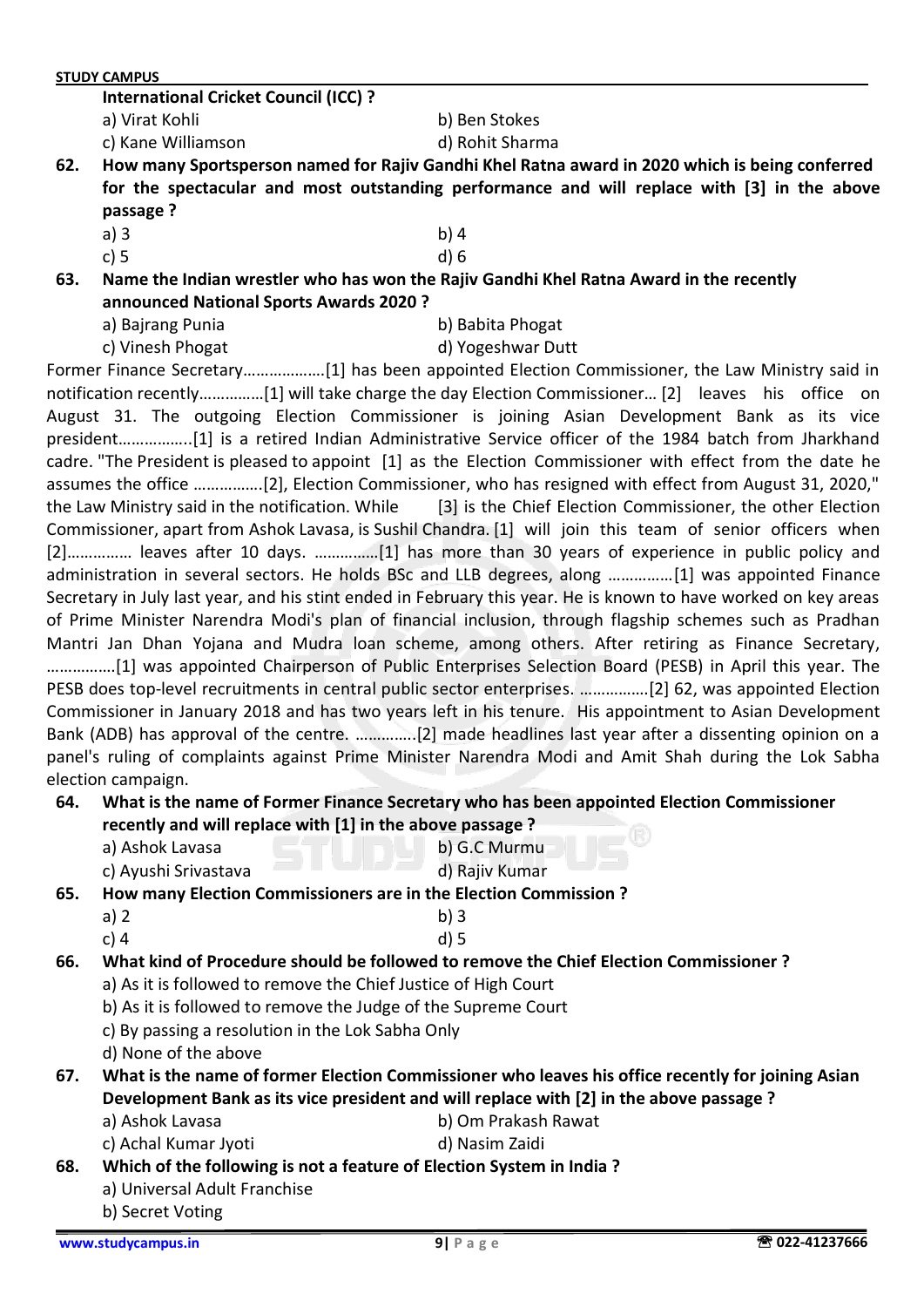**International Cricket Council (ICC) ?**

a) Virat Kohli b) Ben Stokes

c) Kane Williamson d) Rohit Sharma

**62. How many Sportsperson named for Rajiv Gandhi Khel Ratna award in 2020 which is being conferred for the spectacular and most outstanding performance and will replace with [3] in the above passage ?**

a) 3 b) 4

c) 5 d) 6

**63. Name the Indian wrestler who has won the Rajiv Gandhi Khel Ratna Award in the recently announced National Sports Awards 2020 ?**

a) Bajrang Punia b) Babita Phogat

c) Vinesh Phogat d) Yogeshwar Dutt

Former Finance Secretary……………….[1] has been appointed Election Commissioner, the Law Ministry said in notification recently……………[1] will take charge the day Election Commissioner… [2] leaves his office on August 31. The outgoing Election Commissioner is joining Asian Development Bank as its vice president……………..[1] is a retired Indian Administrative Service officer of the 1984 batch from Jharkhand cadre. "The President is pleased to appoint [1] as the Election Commissioner with effect from the date he assumes the office …………….[2], Election Commissioner, who has resigned with effect from August 31, 2020," the Law Ministry said in the notification. While [3] is the Chief Election Commissioner, the other Election Commissioner, apart from Ashok Lavasa, is Sushil Chandra. [1] will join this team of senior officers when [2]…………… leaves after 10 days. ……………[1] has more than 30 years of experience in public policy and administration in several sectors. He holds BSc and LLB degrees, along ……………[1] was appointed Finance Secretary in July last year, and his stint ended in February this year. He is known to have worked on key areas of Prime Minister Narendra Modi's plan of financial inclusion, through flagship schemes such as Pradhan Mantri Jan Dhan Yojana and Mudra loan scheme, among others. After retiring as Finance Secretary, …………….[1] was appointed Chairperson of Public Enterprises Selection Board (PESB) in April this year. The PESB does top-level recruitments in central public sector enterprises. …………….[2] 62, was appointed Election Commissioner in January 2018 and has two years left in his tenure. His appointment to Asian Development Bank (ADB) has approval of the centre. …………..[2] made headlines last year after a dissenting opinion on a panel's ruling of complaints against Prime Minister Narendra Modi and Amit Shah during the Lok Sabha election campaign.

**64. What is the name of Former Finance Secretary who has been appointed Election Commissioner recently and will replace with [1] in the above passage ?**

a) Ashok Lavasa b) G.C Murmu

c) Ayushi Srivastava d) Rajiv Kumar

**65. How many Election Commissioners are in the Election Commission ?**

a) 2 b) 3

c) 4 d) 5

**66. What kind of Procedure should be followed to remove the Chief Election Commissioner ?**

a) As it is followed to remove the Chief Justice of High Court

b) As it is followed to remove the Judge of the Supreme Court

c) By passing a resolution in the Lok Sabha Only

d) None of the above

**67. What is the name of former Election Commissioner who leaves his office recently for joining Asian Development Bank as its vice president and will replace with [2] in the above passage ?**

a) Ashok Lavasa b) Om Prakash Rawat

c) Achal Kumar Jyoti d) Nasim Zaidi

**68. Which of the following is not a feature of Election System in India ?**

a) Universal Adult Franchise

b) Secret Voting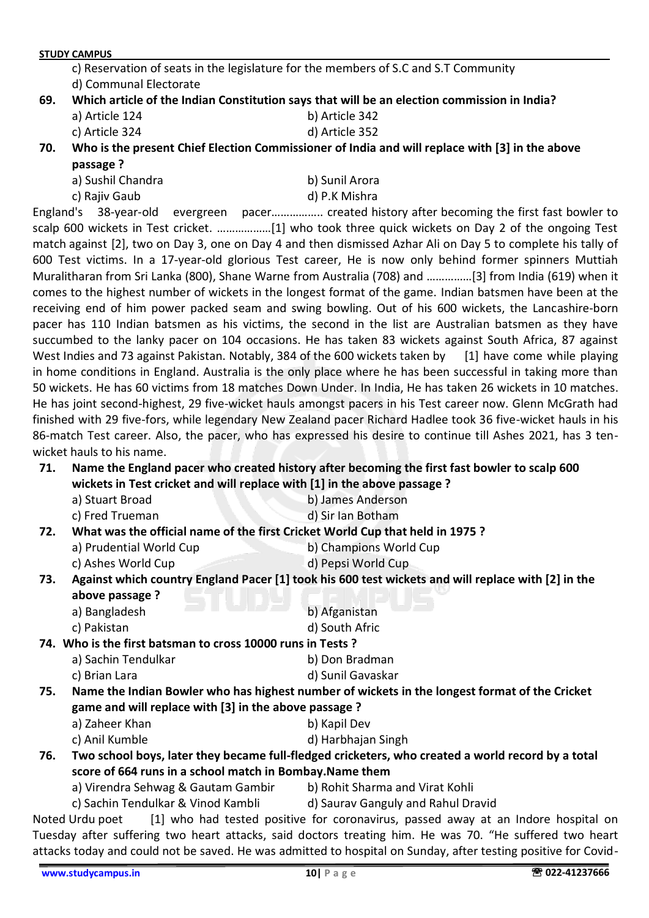c) Reservation of seats in the legislature for the members of S.C and S.T Community

d) Communal Electorate

**69. Which article of the Indian Constitution says that will be an election commission in India?**

a) Article 124
b) Article 342
c) Article 324
d) Article 352

**70. Who is the present Chief Election Commissioner of India and will replace with [3] in the above passage ?**

a) Sushil Chandra
b) Sunil Arora
c) Rajiv Gaub
d) P.K Mishra

England's 38-year-old evergreen pacer……………. created history after becoming the first fast bowler to scalp 600 wickets in Test cricket. ………………[1] who took three quick wickets on Day 2 of the ongoing Test match against [2], two on Day 3, one on Day 4 and then dismissed Azhar Ali on Day 5 to complete his tally of 600 Test victims. In a 17-year-old glorious Test career, He is now only behind former spinners Muttiah Muralitharan from Sri Lanka (800), Shane Warne from Australia (708) and ……………[3] from India (619) when it comes to the highest number of wickets in the longest format of the game. Indian batsmen have been at the receiving end of him power packed seam and swing bowling. Out of his 600 wickets, the Lancashire-born pacer has 110 Indian batsmen as his victims, the second in the list are Australian batsmen as they have succumbed to the lanky pacer on 104 occasions. He has taken 83 wickets against South Africa, 87 against West Indies and 73 against Pakistan. Notably, 384 of the 600 wickets taken by [1] have come while playing in home conditions in England. Australia is the only place where he has been successful in taking more than 50 wickets. He has 60 victims from 18 matches Down Under. In India, He has taken 26 wickets in 10 matches. He has joint second-highest, 29 five-wicket hauls amongst pacers in his Test career now. Glenn McGrath had finished with 29 five-fors, while legendary New Zealand pacer Richard Hadlee took 36 five-wicket hauls in his 86-match Test career. Also, the pacer, who has expressed his desire to continue till Ashes 2021, has 3 ten-wicket hauls to his name.

**71. Name the England pacer who created history after becoming the first fast bowler to scalp 600 wickets in Test cricket and will replace with [1] in the above passage ?**

a) Stuart Broad
b) James Anderson
c) Fred Trueman
d) Sir Ian Botham

**72. What was the official name of the first Cricket World Cup that held in 1975 ?**

a) Prudential World Cup
b) Champions World Cup
c) Ashes World Cup
d) Pepsi World Cup

**73. Against which country England Pacer [1] took his 600 test wickets and will replace with [2] in the above passage ?**

a) Bangladesh
b) Afganistan
c) Pakistan
d) South Afric

**74. Who is the first batsman to cross 10000 runs in Tests ?**

a) Sachin Tendulkar
b) Don Bradman
c) Brian Lara
d) Sunil Gavaskar

**75. Name the Indian Bowler who has highest number of wickets in the longest format of the Cricket game and will replace with [3] in the above passage ?**

a) Zaheer Khan
b) Kapil Dev
c) Anil Kumble
d) Harbhajan Singh

**76. Two school boys, later they became full-fledged cricketers, who created a world record by a total score of 664 runs in a school match in Bombay.Name them**

a) Virendra Sehwag & Gautam Gambir
b) Rohit Sharma and Virat Kohli
c) Sachin Tendulkar & Vinod Kambli
d) Saurav Ganguly and Rahul Dravid

Noted Urdu poet [1] who had tested positive for coronavirus, passed away at an Indore hospital on Tuesday after suffering two heart attacks, said doctors treating him. He was 70. "He suffered two heart attacks today and could not be saved. He was admitted to hospital on Sunday, after testing positive for Covid-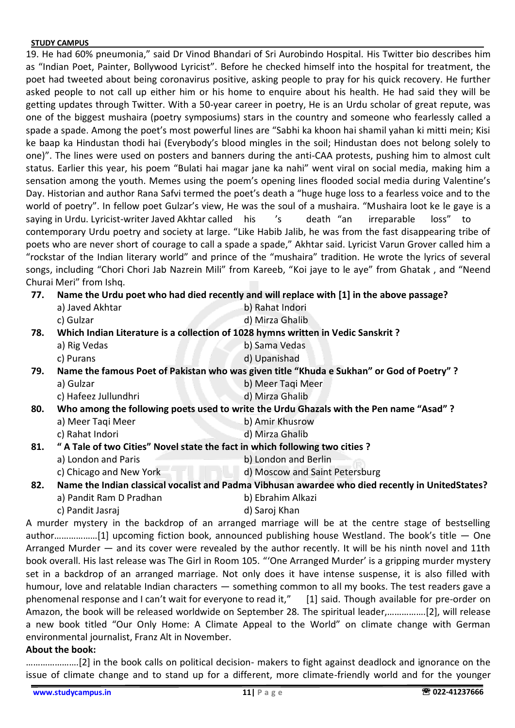19. He had 60% pneumonia," said Dr Vinod Bhandari of Sri Aurobindo Hospital. His Twitter bio describes him as "Indian Poet, Painter, Bollywood Lyricist". Before he checked himself into the hospital for treatment, the poet had tweeted about being coronavirus positive, asking people to pray for his quick recovery. He further asked people to not call up either him or his home to enquire about his health. He had said they will be getting updates through Twitter. With a 50-year career in poetry, He is an Urdu scholar of great repute, was one of the biggest mushaira (poetry symposiums) stars in the country and someone who fearlessly called a spade a spade. Among the poet's most powerful lines are "Sabhi ka khoon hai shamil yahan ki mitti mein; Kisi ke baap ka Hindustan thodi hai (Everybody's blood mingles in the soil; Hindustan does not belong solely to one)". The lines were used on posters and banners during the anti-CAA protests, pushing him to almost cult status. Earlier this year, his poem "Bulati hai magar jane ka nahi" went viral on social media, making him a sensation among the youth. Memes using the poem's opening lines flooded social media during Valentine's Day. Historian and author Rana Safvi termed the poet's death a "huge huge loss to a fearless voice and to the world of poetry". In fellow poet Gulzar's view, He was the soul of a mushaira. "Mushaira loot ke le gaye is a saying in Urdu. Lyricist-writer Javed Akhtar called his 's death "an irreparable loss" to contemporary Urdu poetry and society at large. "Like Habib Jalib, he was from the fast disappearing tribe of poets who are never short of courage to call a spade a spade," Akhtar said. Lyricist Varun Grover called him a "rockstar of the Indian literary world" and prince of the "mushaira" tradition. He wrote the lyrics of several songs, including "Chori Chori Jab Nazrein Mili" from Kareeb, "Koi jaye to le aye" from Ghatak , and "Neend Churai Meri" from Ishq.

**77. Name the Urdu poet who had died recently and will replace with [1] in the above passage?**

a) Javed Akhtar b) Rahat Indori
c) Gulzar d) Mirza Ghalib

**78. Which Indian Literature is a collection of 1028 hymns written in Vedic Sanskrit ?**

a) Rig Vedas b) Sama Vedas
c) Purans d) Upanishad

**79. Name the famous Poet of Pakistan who was given title "Khuda e Sukhan" or God of Poetry" ?**

a) Gulzar b) Meer Taqi Meer
c) Hafeez Jullundhri d) Mirza Ghalib

**80. Who among the following poets used to write the Urdu Ghazals with the Pen name "Asad" ?**

a) Meer Taqi Meer b) Amir Khusrow
c) Rahat Indori d) Mirza Ghalib

**81. " A Tale of two Cities" Novel state the fact in which following two cities ?**

a) London and Paris b) London and Berlin
c) Chicago and New York d) Moscow and Saint Petersburg

**82. Name the Indian classical vocalist and Padma Vibhusan awardee who died recently in UnitedStates?**

a) Pandit Ram D Pradhan b) Ebrahim Alkazi
c) Pandit Jasraj d) Saroj Khan

A murder mystery in the backdrop of an arranged marriage will be at the centre stage of bestselling author………………[1] upcoming fiction book, announced publishing house Westland. The book's title — One Arranged Murder — and its cover were revealed by the author recently. It will be his ninth novel and 11th book overall. His last release was The Girl in Room 105. "'One Arranged Murder' is a gripping murder mystery set in a backdrop of an arranged marriage. Not only does it have intense suspense, it is also filled with humour, love and relatable Indian characters — something common to all my books. The test readers gave a phenomenal response and I can't wait for everyone to read it," [1] said. Though available for pre-order on Amazon, the book will be released worldwide on September 28. The spiritual leader,…………….[2], will release a new book titled "Our Only Home: A Climate Appeal to the World" on climate change with German environmental journalist, Franz Alt in November.

**About the book:**

………………….[2] in the book calls on political decision- makers to fight against deadlock and ignorance on the issue of climate change and to stand up for a different, more climate-friendly world and for the younger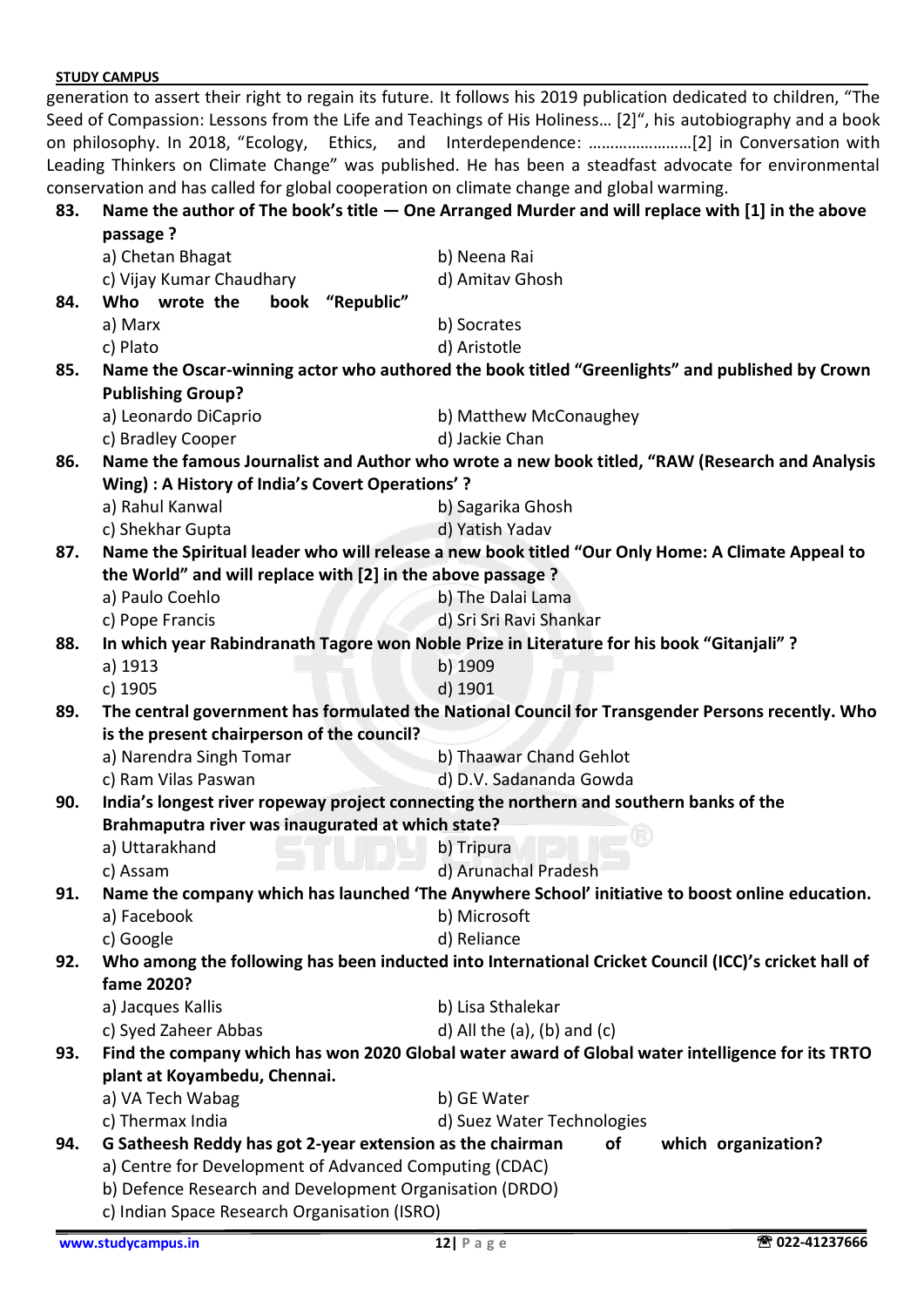generation to assert their right to regain its future. It follows his 2019 publication dedicated to children, "The Seed of Compassion: Lessons from the Life and Teachings of His Holiness… [2]", his autobiography and a book on philosophy. In 2018, "Ecology, Ethics, and Interdependence: ……………………[2] in Conversation with Leading Thinkers on Climate Change" was published. He has been a steadfast advocate for environmental conservation and has called for global cooperation on climate change and global warming.

**83. Name the author of The book's title — One Arranged Murder and will replace with [1] in the above passage ?**

a) Chetan Bhagat
b) Neena Rai
c) Vijay Kumar Chaudhary
d) Amitav Ghosh

**84. Who wrote the book "Republic"**

a) Marx
b) Socrates
c) Plato
d) Aristotle

**85. Name the Oscar-winning actor who authored the book titled "Greenlights" and published by Crown Publishing Group?**

a) Leonardo DiCaprio
b) Matthew McConaughey
c) Bradley Cooper
d) Jackie Chan

**86. Name the famous Journalist and Author who wrote a new book titled, "RAW (Research and Analysis Wing) : A History of India's Covert Operations' ?**

a) Rahul Kanwal
b) Sagarika Ghosh
c) Shekhar Gupta
d) Yatish Yadav

**87. Name the Spiritual leader who will release a new book titled "Our Only Home: A Climate Appeal to the World" and will replace with [2] in the above passage ?**

a) Paulo Coehlo
b) The Dalai Lama
c) Pope Francis
d) Sri Sri Ravi Shankar

**88. In which year Rabindranath Tagore won Noble Prize in Literature for his book "Gitanjali" ?**

a) 1913
b) 1909
c) 1905
d) 1901

**89. The central government has formulated the National Council for Transgender Persons recently. Who is the present chairperson of the council?**

a) Narendra Singh Tomar
b) Thaawar Chand Gehlot
c) Ram Vilas Paswan
d) D.V. Sadananda Gowda

**90. India's longest river ropeway project connecting the northern and southern banks of the Brahmaputra river was inaugurated at which state?**

a) Uttarakhand
b) Tripura
c) Assam
d) Arunachal Pradesh

**91. Name the company which has launched 'The Anywhere School' initiative to boost online education.**

a) Facebook
b) Microsoft
c) Google
d) Reliance

**92. Who among the following has been inducted into International Cricket Council (ICC)'s cricket hall of fame 2020?**

a) Jacques Kallis
b) Lisa Sthalekar
c) Syed Zaheer Abbas
d) All the (a), (b) and (c)

**93. Find the company which has won 2020 Global water award of Global water intelligence for its TRTO plant at Koyambedu, Chennai.**

a) VA Tech Wabag
b) GE Water
c) Thermax India
d) Suez Water Technologies

**94. G Satheesh Reddy has got 2-year extension as the chairman of which organization?**

a) Centre for Development of Advanced Computing (CDAC)
b) Defence Research and Development Organisation (DRDO)
c) Indian Space Research Organisation (ISRO)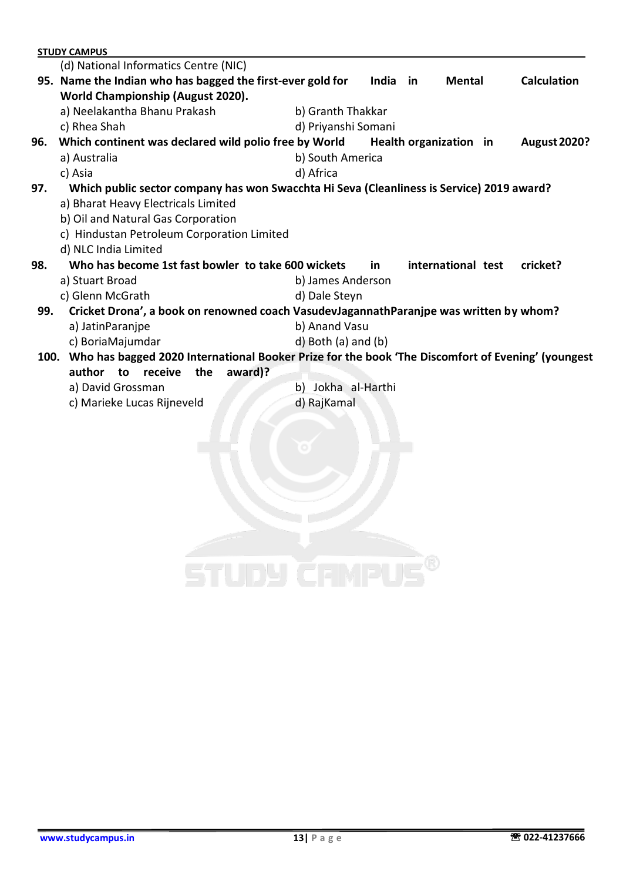(d) National Informatics Centre (NIC)

**95. Name the Indian who has bagged the first-ever gold for India in Mental Calculation World Championship (August 2020).**

a) Neelakantha Bhanu Prakash
b) Granth Thakkar
c) Rhea Shah
d) Priyanshi Somani

**96. Which continent was declared wild polio free by World Health organization in August 2020?**

a) Australia
b) South America
c) Asia
d) Africa

**97. Which public sector company has won Swacchta Hi Seva (Cleanliness is Service) 2019 award?**

a) Bharat Heavy Electricals Limited
b) Oil and Natural Gas Corporation
c) Hindustan Petroleum Corporation Limited
d) NLC India Limited

**98. Who has become 1st fast bowler to take 600 wickets in international test cricket?**

a) Stuart Broad
b) James Anderson
c) Glenn McGrath
d) Dale Steyn

**99. Cricket Drona', a book on renowned coach VasudevJagannathParanjpe was written by whom?**

a) JatinParanjpe
b) Anand Vasu
c) BoriaMajumdar
d) Both (a) and (b)

**100. Who has bagged 2020 International Booker Prize for the book 'The Discomfort of Evening' (youngest author to receive the award)?**

a) David Grossman
b) Jokha al-Harthi
c) Marieke Lucas Rijneveld
d) RajKamal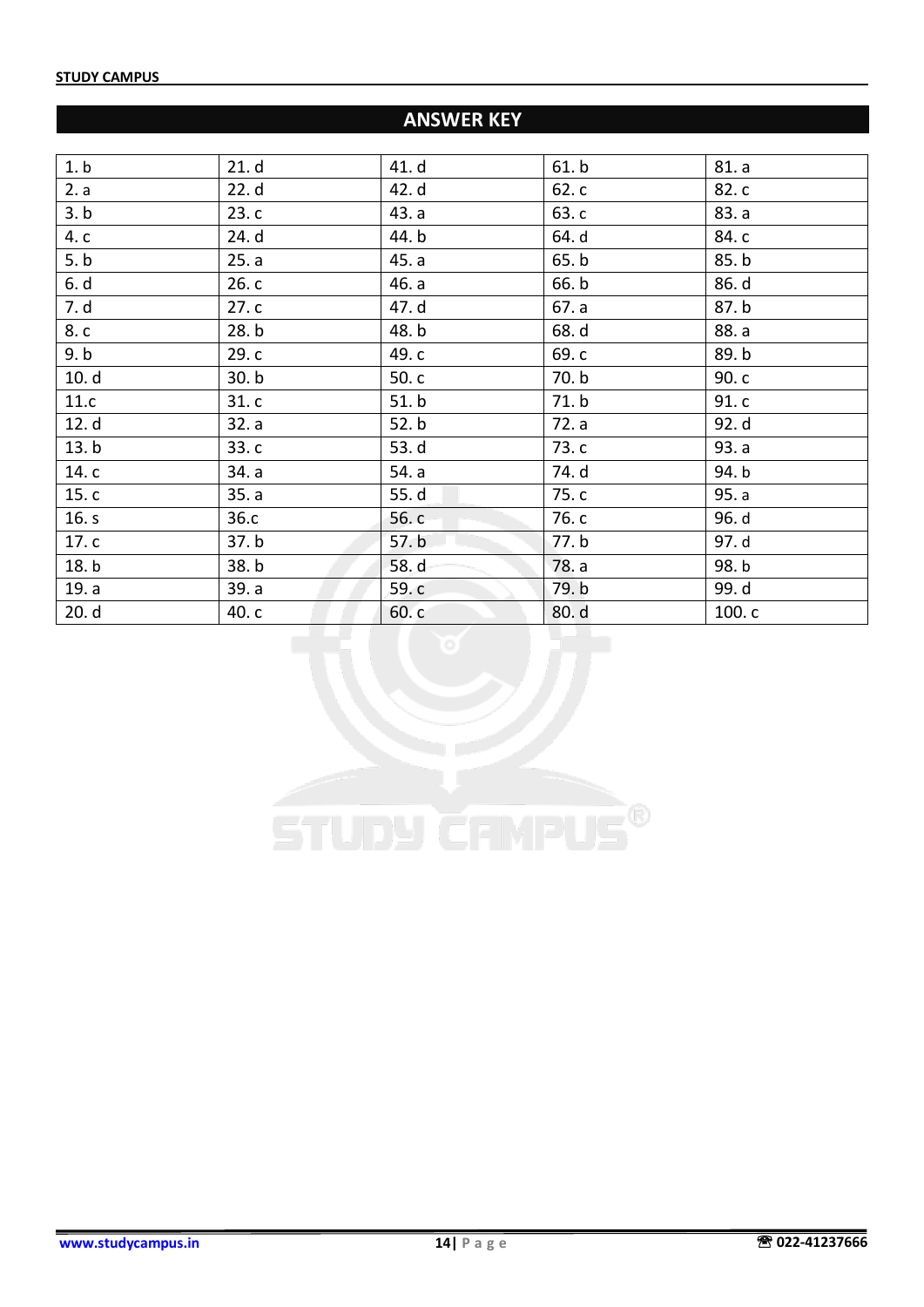# ANSWER KEY

| | | | | |
|---|---|---|---|---|
| 1. b | 21. d | 41. d | 61. b | 81. a |
| 2. a | 22. d | 42. d | 62. c | 82. c |
| 3. b | 23. c | 43. a | 63. c | 83. a |
| 4. c | 24. d | 44. b | 64. d | 84. c |
| 5. b | 25. a | 45. a | 65. b | 85. b |
| 6. d | 26. c | 46. a | 66. b | 86. d |
| 7. d | 27. c | 47. d | 67. a | 87. b |
| 8. c | 28. b | 48. b | 68. d | 88. a |
| 9. b | 29. c | 49. c | 69. c | 89. b |
| 10. d | 30. b | 50. c | 70. b | 90. c |
| 11.c | 31. c | 51. b | 71. b | 91. c |
| 12. d | 32. a | 52. b | 72. a | 92. d |
| 13. b | 33. c | 53. d | 73. c | 93. a |
| 14. c | 34. a | 54. a | 74. d | 94. b |
| 15. c | 35. a | 55. d | 75. c | 95. a |
| 16. s | 36.c | 56. c | 76. c | 96. d |
| 17. c | 37. b | 57. b | 77. b | 97. d |
| 18. b | 38. b | 58. d | 78. a | 98. b |
| 19. a | 39. a | 59. c | 79. b | 99. d |
| 20. d | 40. c | 60. c | 80. d | 100. c |